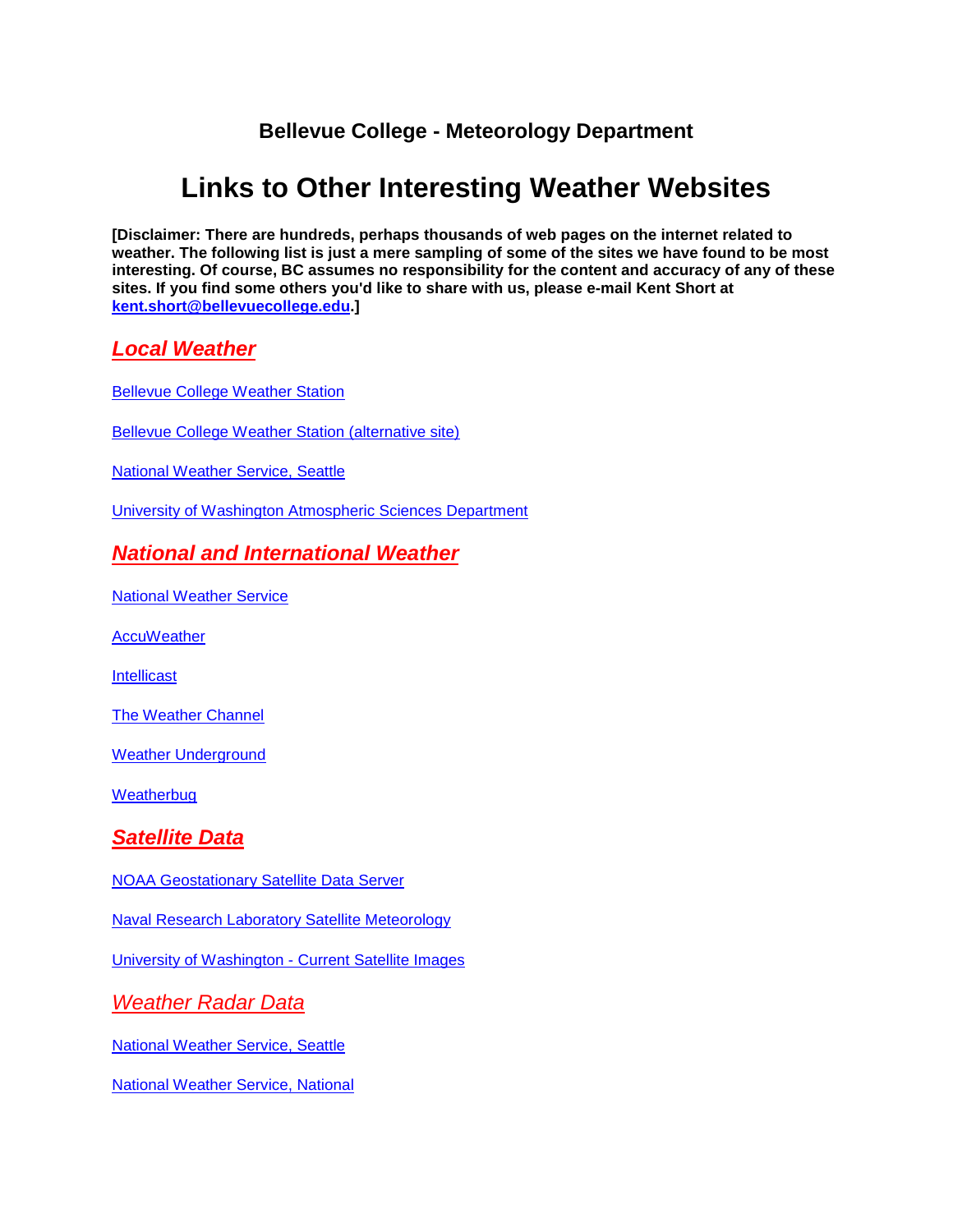### Bellevue College - Meteorology Department

# Links to Other Interesting Weather Websites

**[Disclaimer: There are hundreds, perhaps thousands of web pages on the internet related to weather. The following list is just a mere sampling of some of the sites we have found to be most interesting. Of course, BC assumes no responsibility for the content and accuracy of any of these sites. If you find some others you'd like to share with us, please e-mail Kent Short at kent.short@bellevuecollege.edu.]**

## ***Local Weather***

Bellevue College Weather Station

Bellevue College Weather Station (alternative site)

National Weather Service, Seattle

University of Washington Atmospheric Sciences Department

## ***National and International Weather***

National Weather Service

AccuWeather

Intellicast

The Weather Channel

Weather Underground

Weatherbug

## ***Satellite Data***

NOAA Geostationary Satellite Data Server

Naval Research Laboratory Satellite Meteorology

University of Washington - Current Satellite Images

## *Weather Radar Data*

National Weather Service, Seattle

National Weather Service, National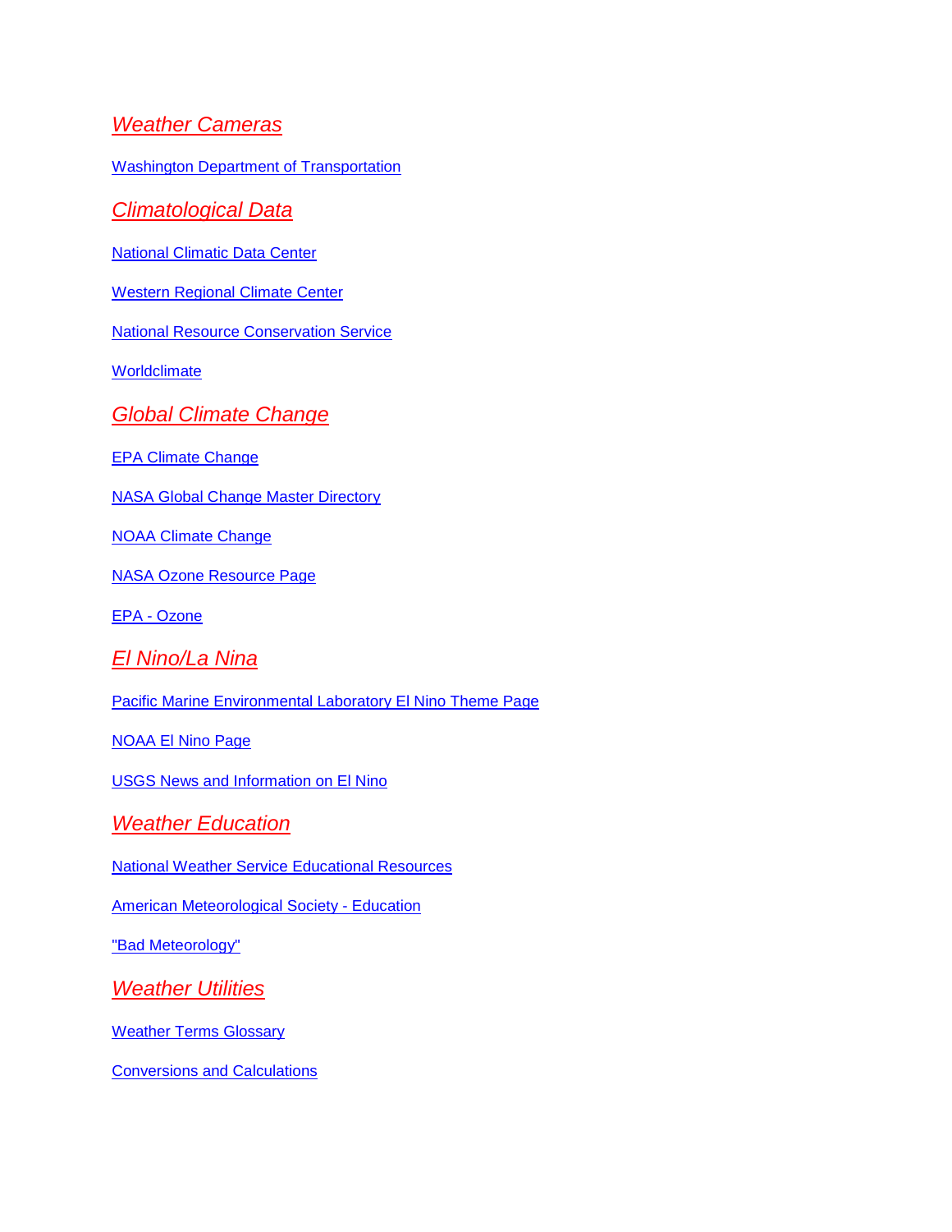## *Weather Cameras*

Washington Department of Transportation

## *Climatological Data*

National Climatic Data Center

Western Regional Climate Center

National Resource Conservation Service

Worldclimate

## *Global Climate Change*

EPA Climate Change

NASA Global Change Master Directory

NOAA Climate Change

NASA Ozone Resource Page

EPA - Ozone

## *El Nino/La Nina*

Pacific Marine Environmental Laboratory El Nino Theme Page

NOAA El Nino Page

USGS News and Information on El Nino

## *Weather Education*

National Weather Service Educational Resources

American Meteorological Society - Education

"Bad Meteorology"

## *Weather Utilities*

Weather Terms Glossary

Conversions and Calculations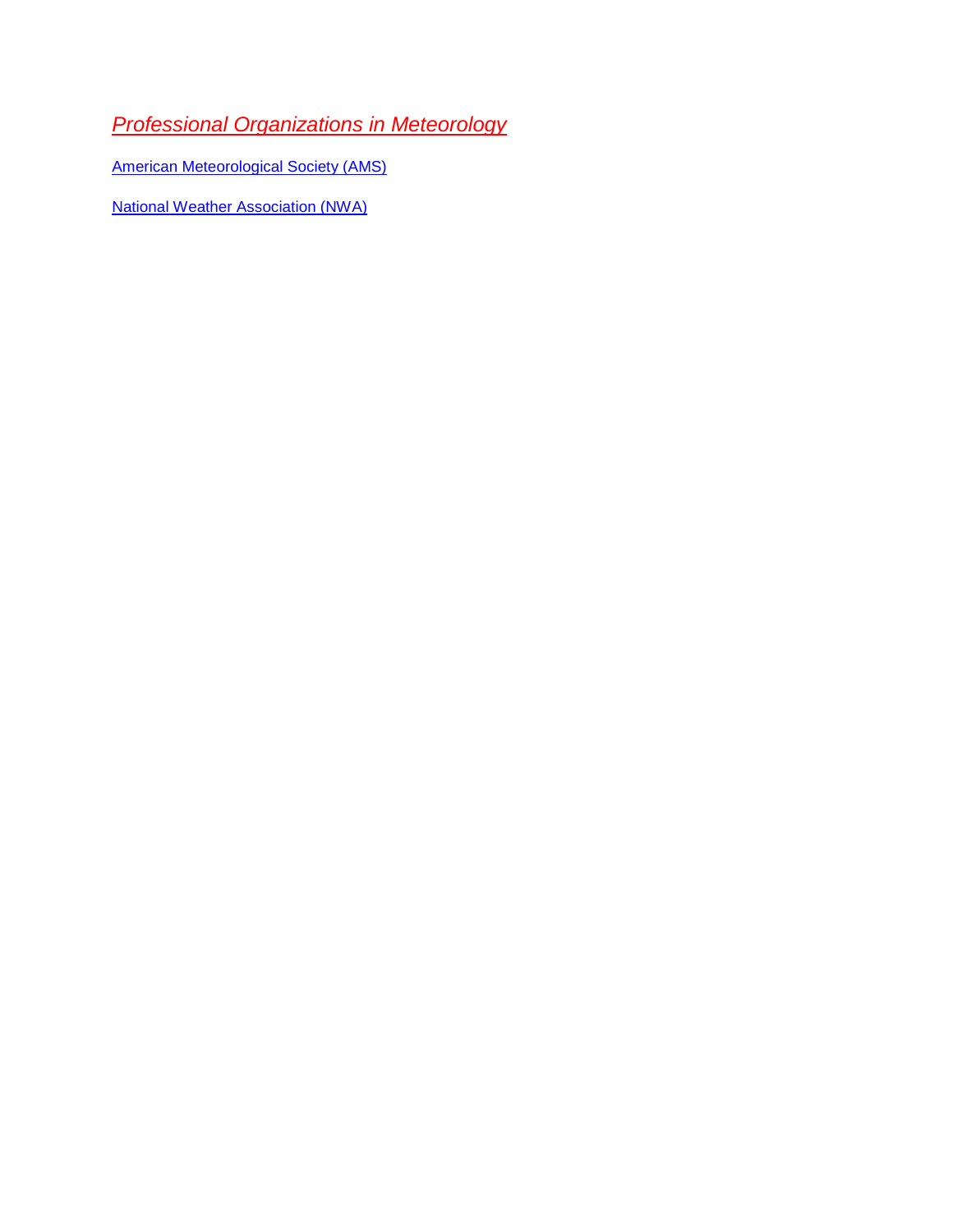## *Professional Organizations in Meteorology*

American Meteorological Society (AMS)

National Weather Association (NWA)